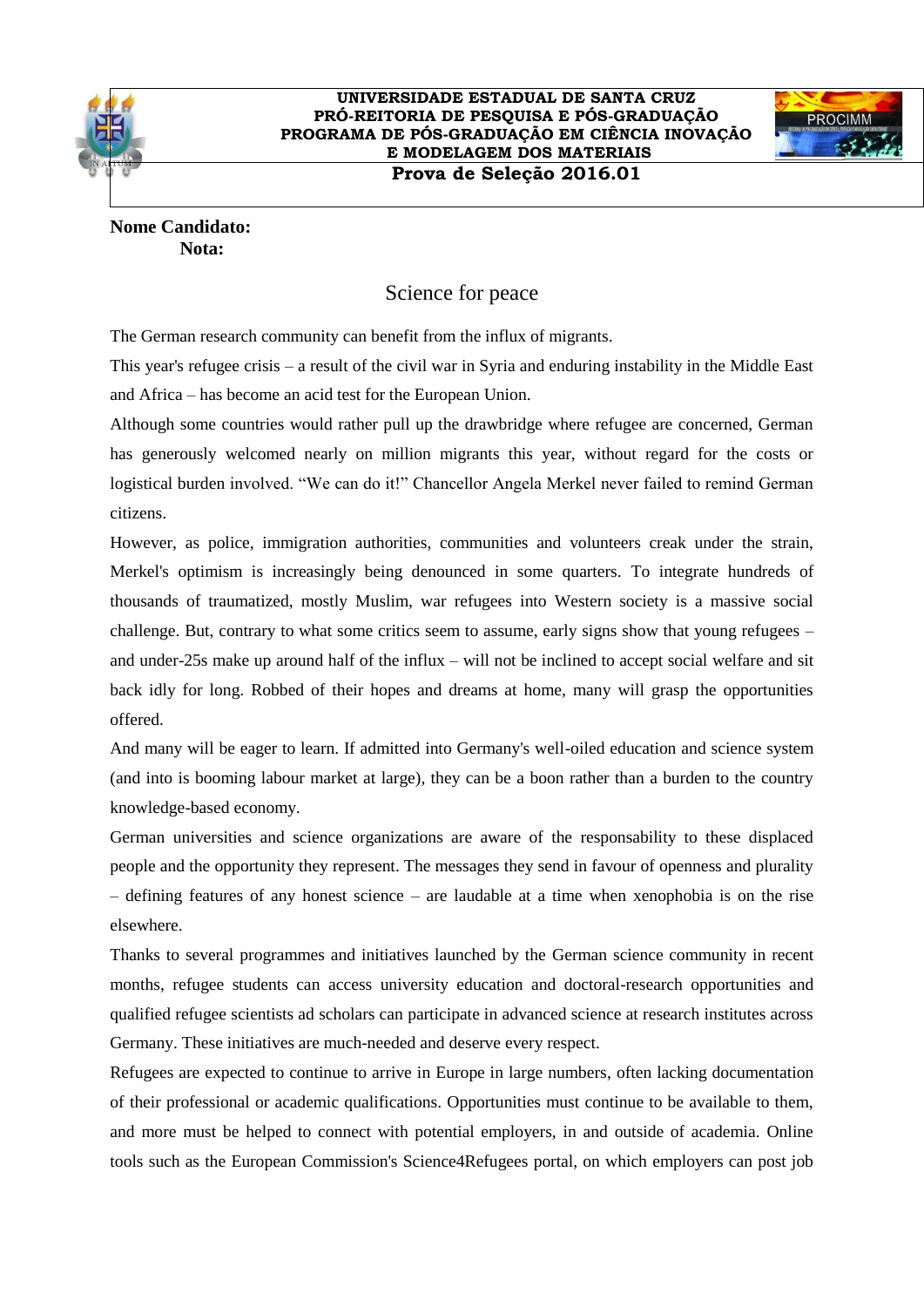**UNIVERSIDADE ESTADUAL DE SANTA CRUZ**
**PRÓ-REITORIA DE PESQUISA E PÓS-GRADUAÇÃO**
**PROGRAMA DE PÓS-GRADUAÇÃO EM CIÊNCIA INOVAÇÃO E MODELAGEM DOS MATERIAIS**
**Prova de Seleção 2016.01**

**Nome Candidato:**
**Nota:**

# Science for peace

The German research community can benefit from the influx of migrants.

This year's refugee crisis – a result of the civil war in Syria and enduring instability in the Middle East and Africa – has become an acid test for the European Union.

Although some countries would rather pull up the drawbridge where refugee are concerned, German has generously welcomed nearly on million migrants this year, without regard for the costs or logistical burden involved. "We can do it!" Chancellor Angela Merkel never failed to remind German citizens.

However, as police, immigration authorities, communities and volunteers creak under the strain, Merkel's optimism is increasingly being denounced in some quarters. To integrate hundreds of thousands of traumatized, mostly Muslim, war refugees into Western society is a massive social challenge. But, contrary to what some critics seem to assume, early signs show that young refugees – and under-25s make up around half of the influx – will not be inclined to accept social welfare and sit back idly for long. Robbed of their hopes and dreams at home, many will grasp the opportunities offered.

And many will be eager to learn. If admitted into Germany's well-oiled education and science system (and into is booming labour market at large), they can be a boon rather than a burden to the country knowledge-based economy.

German universities and science organizations are aware of the responsability to these displaced people and the opportunity they represent. The messages they send in favour of openness and plurality – defining features of any honest science – are laudable at a time when xenophobia is on the rise elsewhere.

Thanks to several programmes and initiatives launched by the German science community in recent months, refugee students can access university education and doctoral-research opportunities and qualified refugee scientists ad scholars can participate in advanced science at research institutes across Germany. These initiatives are much-needed and deserve every respect.

Refugees are expected to continue to arrive in Europe in large numbers, often lacking documentation of their professional or academic qualifications. Opportunities must continue to be available to them, and more must be helped to connect with potential employers, in and outside of academia. Online tools such as the European Commission's Science4Refugees portal, on which employers can post job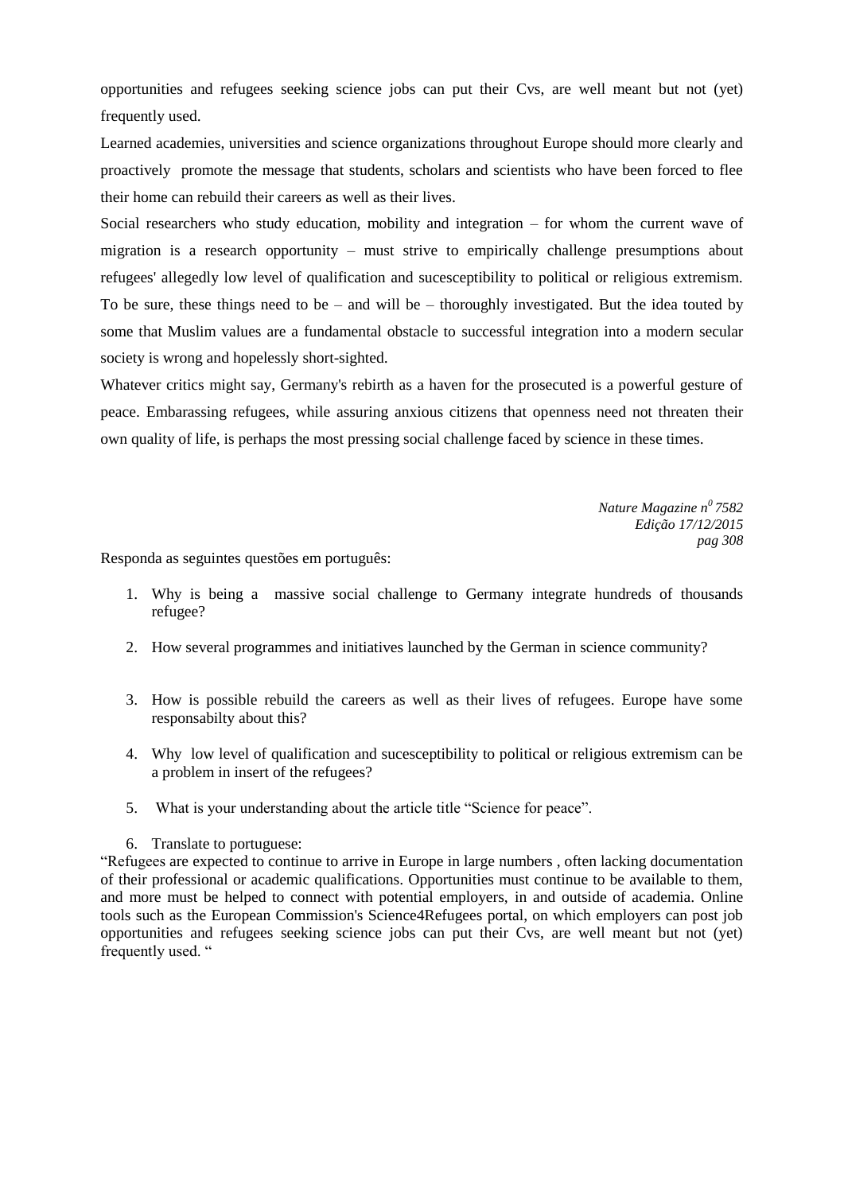opportunities and refugees seeking science jobs can put their Cvs, are well meant but not (yet) frequently used.

Learned academies, universities and science organizations throughout Europe should more clearly and proactively promote the message that students, scholars and scientists who have been forced to flee their home can rebuild their careers as well as their lives.

Social researchers who study education, mobility and integration – for whom the current wave of migration is a research opportunity – must strive to empirically challenge presumptions about refugees' allegedly low level of qualification and sucesceptibility to political or religious extremism. To be sure, these things need to be – and will be – thoroughly investigated. But the idea touted by some that Muslim values are a fundamental obstacle to successful integration into a modern secular society is wrong and hopelessly short-sighted.

Whatever critics might say, Germany's rebirth as a haven for the prosecuted is a powerful gesture of peace. Embarassing refugees, while assuring anxious citizens that openness need not threaten their own quality of life, is perhaps the most pressing social challenge faced by science in these times.

*Nature Magazine n⁰ 7582*
*Edição 17/12/2015*
*pag 308*

Responda as seguintes questões em português:

1. Why is being a massive social challenge to Germany integrate hundreds of thousands refugee?

2. How several programmes and initiatives launched by the German in science community?

3. How is possible rebuild the careers as well as their lives of refugees. Europe have some responsabilty about this?

4. Why low level of qualification and sucesceptibility to political or religious extremism can be a problem in insert of the refugees?

5. What is your understanding about the article title "Science for peace".

6. Translate to portuguese:

"Refugees are expected to continue to arrive in Europe in large numbers , often lacking documentation of their professional or academic qualifications. Opportunities must continue to be available to them, and more must be helped to connect with potential employers, in and outside of academia. Online tools such as the European Commission's Science4Refugees portal, on which employers can post job opportunities and refugees seeking science jobs can put their Cvs, are well meant but not (yet) frequently used. "